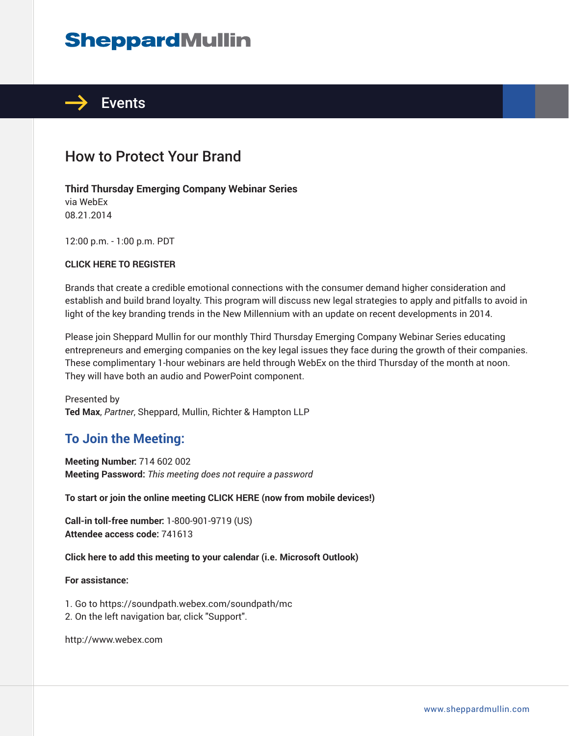# SheppardMullin

## Events

# How to Protect Your Brand

**Third Thursday Emerging Company Webinar Series**
via WebEx
08.21.2014

12:00 p.m. - 1:00 p.m. PDT

**CLICK HERE TO REGISTER**

Brands that create a credible emotional connections with the consumer demand higher consideration and establish and build brand loyalty. This program will discuss new legal strategies to apply and pitfalls to avoid in light of the key branding trends in the New Millennium with an update on recent developments in 2014.

Please join Sheppard Mullin for our monthly Third Thursday Emerging Company Webinar Series educating entrepreneurs and emerging companies on the key legal issues they face during the growth of their companies. These complimentary 1-hour webinars are held through WebEx on the third Thursday of the month at noon. They will have both an audio and PowerPoint component.

Presented by
**Ted Max**, *Partner*, Sheppard, Mullin, Richter & Hampton LLP

## To Join the Meeting:

**Meeting Number:** 714 602 002
**Meeting Password:** *This meeting does not require a password*

**To start or join the online meeting CLICK HERE (now from mobile devices!)**

**Call-in toll-free number:** 1-800-901-9719 (US)
**Attendee access code:** 741613

**Click here to add this meeting to your calendar (i.e. Microsoft Outlook)**

**For assistance:**

1. Go to https://soundpath.webex.com/soundpath/mc
2. On the left navigation bar, click "Support".

http://www.webex.com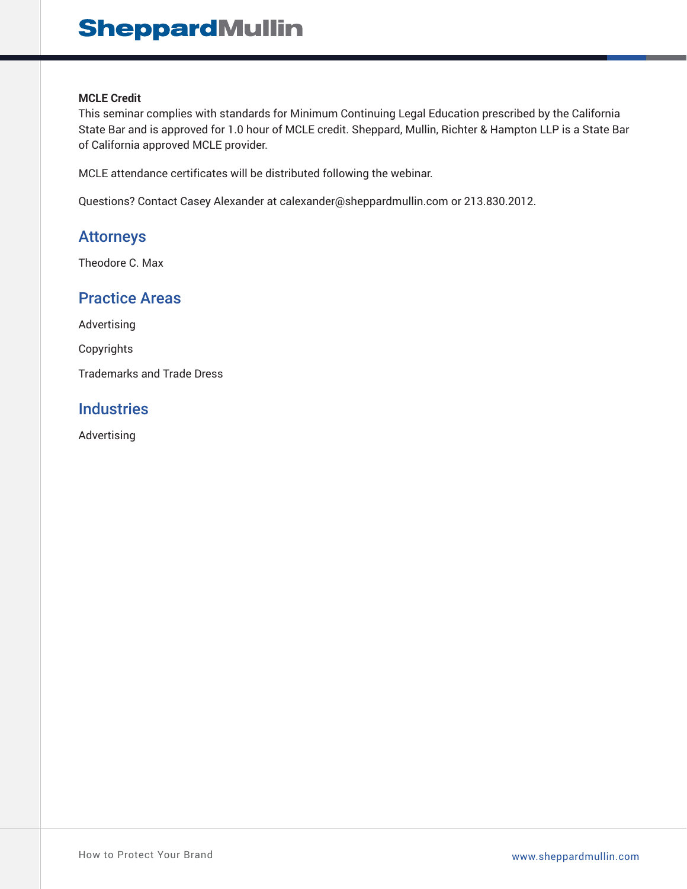**MCLE Credit**

This seminar complies with standards for Minimum Continuing Legal Education prescribed by the California State Bar and is approved for 1.0 hour of MCLE credit. Sheppard, Mullin, Richter & Hampton LLP is a State Bar of California approved MCLE provider.

MCLE attendance certificates will be distributed following the webinar.

Questions? Contact Casey Alexander at calexander@sheppardmullin.com or 213.830.2012.

## Attorneys

Theodore C. Max

## Practice Areas

Advertising

Copyrights

Trademarks and Trade Dress

## Industries

Advertising